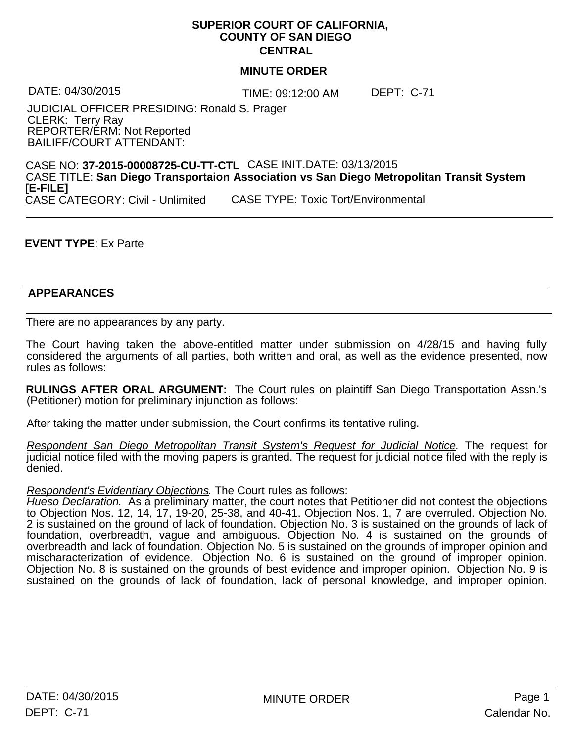**SUPERIOR COURT OF CALIFORNIA, COUNTY OF SAN DIEGO**
**CENTRAL**

**MINUTE ORDER**

DATE: 04/30/2015 TIME: 09:12:00 AM DEPT: C-71

JUDICIAL OFFICER PRESIDING: Ronald S. Prager
CLERK: Terry Ray
REPORTER/ERM: Not Reported
BAILIFF/COURT ATTENDANT:

CASE NO: **37-2015-00008725-CU-TT-CTL** CASE INIT.DATE: 03/13/2015
CASE TITLE: **San Diego Transportaion Association vs San Diego Metropolitan Transit System [E-FILE]**
CASE CATEGORY: Civil - Unlimited CASE TYPE: Toxic Tort/Environmental

---

**EVENT TYPE**: Ex Parte

---

**APPEARANCES**

---

There are no appearances by any party.

The Court having taken the above-entitled matter under submission on 4/28/15 and having fully considered the arguments of all parties, both written and oral, as well as the evidence presented, now rules as follows:

**RULINGS AFTER ORAL ARGUMENT:** The Court rules on plaintiff San Diego Transportation Assn.'s (Petitioner) motion for preliminary injunction as follows:

After taking the matter under submission, the Court confirms its tentative ruling.

*Respondent San Diego Metropolitan Transit System's Request for Judicial Notice.* The request for judicial notice filed with the moving papers is granted. The request for judicial notice filed with the reply is denied.

*Respondent's Evidentiary Objections.* The Court rules as follows:
*Hueso Declaration.* As a preliminary matter, the court notes that Petitioner did not contest the objections to Objection Nos. 12, 14, 17, 19-20, 25-38, and 40-41. Objection Nos. 1, 7 are overruled. Objection No. 2 is sustained on the ground of lack of foundation. Objection No. 3 is sustained on the grounds of lack of foundation, overbreadth, vague and ambiguous. Objection No. 4 is sustained on the grounds of overbreadth and lack of foundation. Objection No. 5 is sustained on the grounds of improper opinion and mischaracterization of evidence. Objection No. 6 is sustained on the ground of improper opinion. Objection No. 8 is sustained on the grounds of best evidence and improper opinion. Objection No. 9 is sustained on the grounds of lack of foundation, lack of personal knowledge, and improper opinion.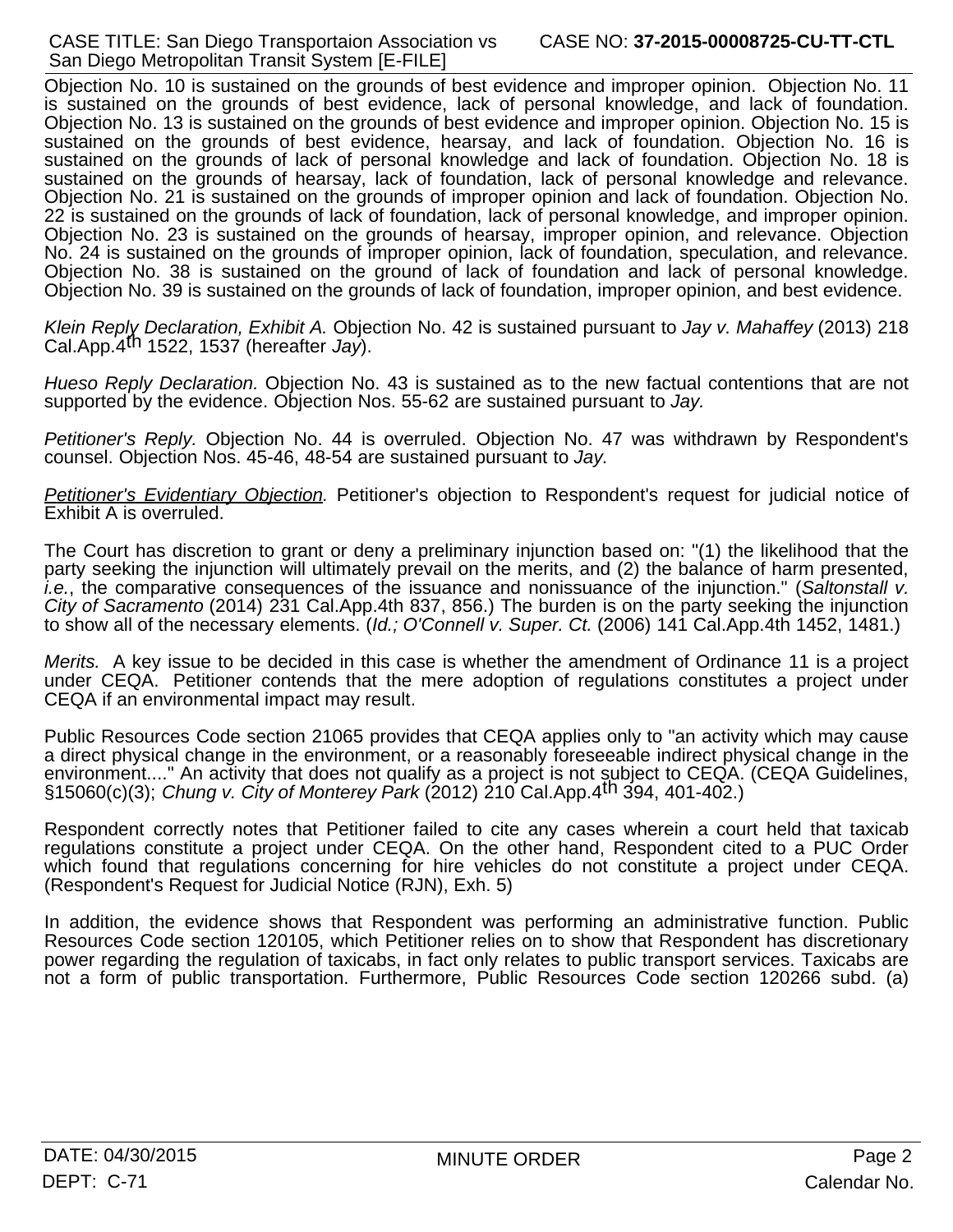Objection No. 10 is sustained on the grounds of best evidence and improper opinion. Objection No. 11 is sustained on the grounds of best evidence, lack of personal knowledge, and lack of foundation. Objection No. 13 is sustained on the grounds of best evidence and improper opinion. Objection No. 15 is sustained on the grounds of best evidence, hearsay, and lack of foundation. Objection No. 16 is sustained on the grounds of lack of personal knowledge and lack of foundation. Objection No. 18 is sustained on the grounds of hearsay, lack of foundation, lack of personal knowledge and relevance. Objection No. 21 is sustained on the grounds of improper opinion and lack of foundation. Objection No. 22 is sustained on the grounds of lack of foundation, lack of personal knowledge, and improper opinion. Objection No. 23 is sustained on the grounds of hearsay, improper opinion, and relevance. Objection No. 24 is sustained on the grounds of improper opinion, lack of foundation, speculation, and relevance. Objection No. 38 is sustained on the ground of lack of foundation and lack of personal knowledge. Objection No. 39 is sustained on the grounds of lack of foundation, improper opinion, and best evidence.

*Klein Reply Declaration, Exhibit A.* Objection No. 42 is sustained pursuant to *Jay v. Mahaffey* (2013) 218 Cal.App.4th 1522, 1537 (hereafter *Jay*).

*Hueso Reply Declaration.* Objection No. 43 is sustained as to the new factual contentions that are not supported by the evidence. Objection Nos. 55-62 are sustained pursuant to *Jay.*

*Petitioner's Reply.* Objection No. 44 is overruled. Objection No. 47 was withdrawn by Respondent's counsel. Objection Nos. 45-46, 48-54 are sustained pursuant to *Jay.*

*Petitioner's Evidentiary Objection.* Petitioner's objection to Respondent's request for judicial notice of Exhibit A is overruled.

The Court has discretion to grant or deny a preliminary injunction based on: "(1) the likelihood that the party seeking the injunction will ultimately prevail on the merits, and (2) the balance of harm presented, *i.e.*, the comparative consequences of the issuance and nonissuance of the injunction." (*Saltonstall v. City of Sacramento* (2014) 231 Cal.App.4th 837, 856.) The burden is on the party seeking the injunction to show all of the necessary elements. (*Id.; O'Connell v. Super. Ct.* (2006) 141 Cal.App.4th 1452, 1481.)

*Merits.* A key issue to be decided in this case is whether the amendment of Ordinance 11 is a project under CEQA. Petitioner contends that the mere adoption of regulations constitutes a project under CEQA if an environmental impact may result.

Public Resources Code section 21065 provides that CEQA applies only to "an activity which may cause a direct physical change in the environment, or a reasonably foreseeable indirect physical change in the environment...." An activity that does not qualify as a project is not subject to CEQA. (CEQA Guidelines, §15060(c)(3); *Chung v. City of Monterey Park* (2012) 210 Cal.App.4th 394, 401-402.)

Respondent correctly notes that Petitioner failed to cite any cases wherein a court held that taxicab regulations constitute a project under CEQA. On the other hand, Respondent cited to a PUC Order which found that regulations concerning for hire vehicles do not constitute a project under CEQA. (Respondent's Request for Judicial Notice (RJN), Exh. 5)

In addition, the evidence shows that Respondent was performing an administrative function. Public Resources Code section 120105, which Petitioner relies on to show that Respondent has discretionary power regarding the regulation of taxicabs, in fact only relates to public transport services. Taxicabs are not a form of public transportation. Furthermore, Public Resources Code section 120266 subd. (a)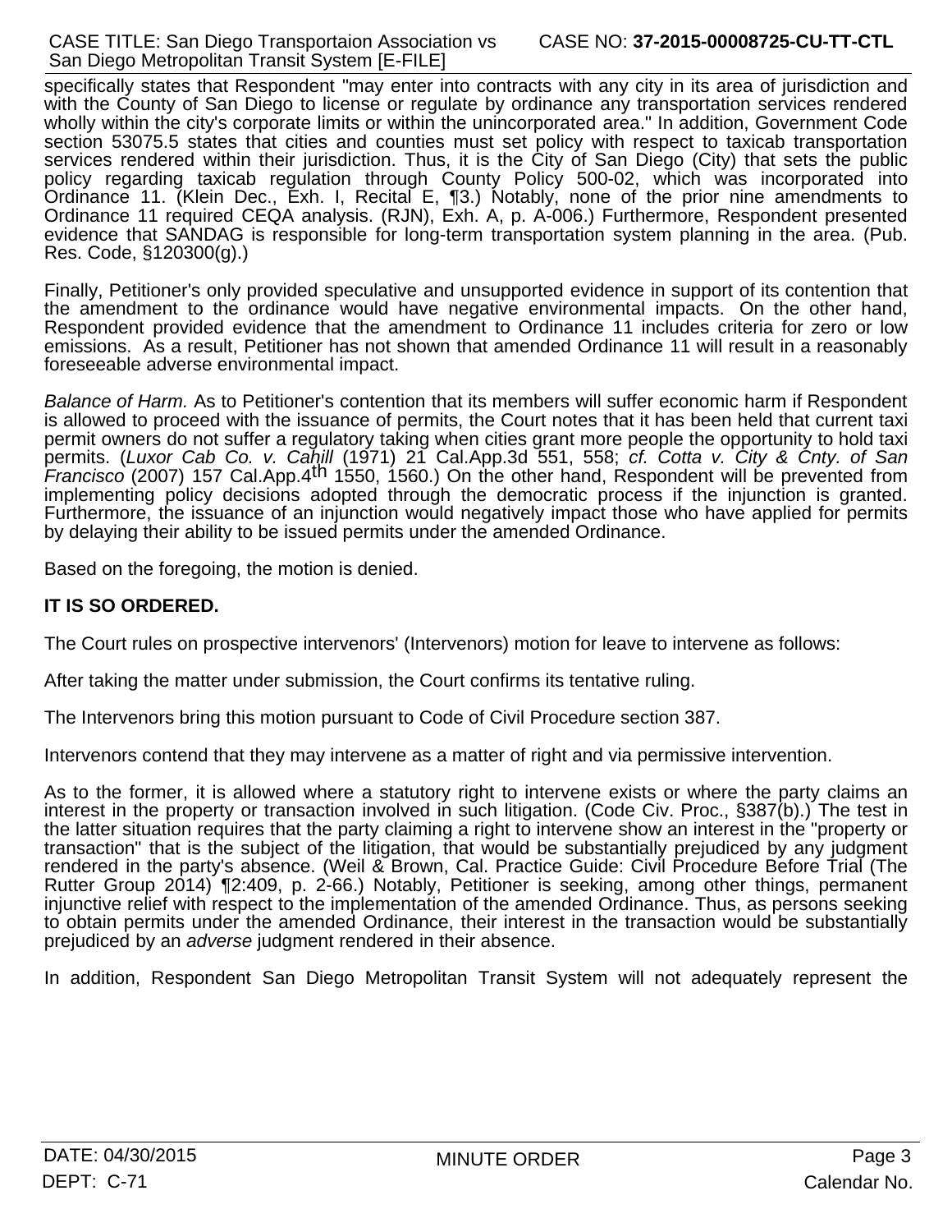specifically states that Respondent "may enter into contracts with any city in its area of jurisdiction and with the County of San Diego to license or regulate by ordinance any transportation services rendered wholly within the city's corporate limits or within the unincorporated area." In addition, Government Code section 53075.5 states that cities and counties must set policy with respect to taxicab transportation services rendered within their jurisdiction. Thus, it is the City of San Diego (City) that sets the public policy regarding taxicab regulation through County Policy 500-02, which was incorporated into Ordinance 11. (Klein Dec., Exh. I, Recital E, ¶3.) Notably, none of the prior nine amendments to Ordinance 11 required CEQA analysis. (RJN), Exh. A, p. A-006.) Furthermore, Respondent presented evidence that SANDAG is responsible for long-term transportation system planning in the area. (Pub. Res. Code, §120300(g).)

Finally, Petitioner's only provided speculative and unsupported evidence in support of its contention that the amendment to the ordinance would have negative environmental impacts. On the other hand, Respondent provided evidence that the amendment to Ordinance 11 includes criteria for zero or low emissions. As a result, Petitioner has not shown that amended Ordinance 11 will result in a reasonably foreseeable adverse environmental impact.

*Balance of Harm.* As to Petitioner's contention that its members will suffer economic harm if Respondent is allowed to proceed with the issuance of permits, the Court notes that it has been held that current taxi permit owners do not suffer a regulatory taking when cities grant more people the opportunity to hold taxi permits. (*Luxor Cab Co. v. Cahill* (1971) 21 Cal.App.3d 551, 558; *cf. Cotta v. City & Cnty. of San Francisco* (2007) 157 Cal.App.4th 1550, 1560.) On the other hand, Respondent will be prevented from implementing policy decisions adopted through the democratic process if the injunction is granted. Furthermore, the issuance of an injunction would negatively impact those who have applied for permits by delaying their ability to be issued permits under the amended Ordinance.

Based on the foregoing, the motion is denied.

**IT IS SO ORDERED.**

The Court rules on prospective intervenors' (Intervenors) motion for leave to intervene as follows:

After taking the matter under submission, the Court confirms its tentative ruling.

The Intervenors bring this motion pursuant to Code of Civil Procedure section 387.

Intervenors contend that they may intervene as a matter of right and via permissive intervention.

As to the former, it is allowed where a statutory right to intervene exists or where the party claims an interest in the property or transaction involved in such litigation. (Code Civ. Proc., §387(b).) The test in the latter situation requires that the party claiming a right to intervene show an interest in the "property or transaction" that is the subject of the litigation, that would be substantially prejudiced by any judgment rendered in the party's absence. (Weil & Brown, Cal. Practice Guide: Civil Procedure Before Trial (The Rutter Group 2014) ¶2:409, p. 2-66.) Notably, Petitioner is seeking, among other things, permanent injunctive relief with respect to the implementation of the amended Ordinance. Thus, as persons seeking to obtain permits under the amended Ordinance, their interest in the transaction would be substantially prejudiced by an *adverse* judgment rendered in their absence.

In addition, Respondent San Diego Metropolitan Transit System will not adequately represent the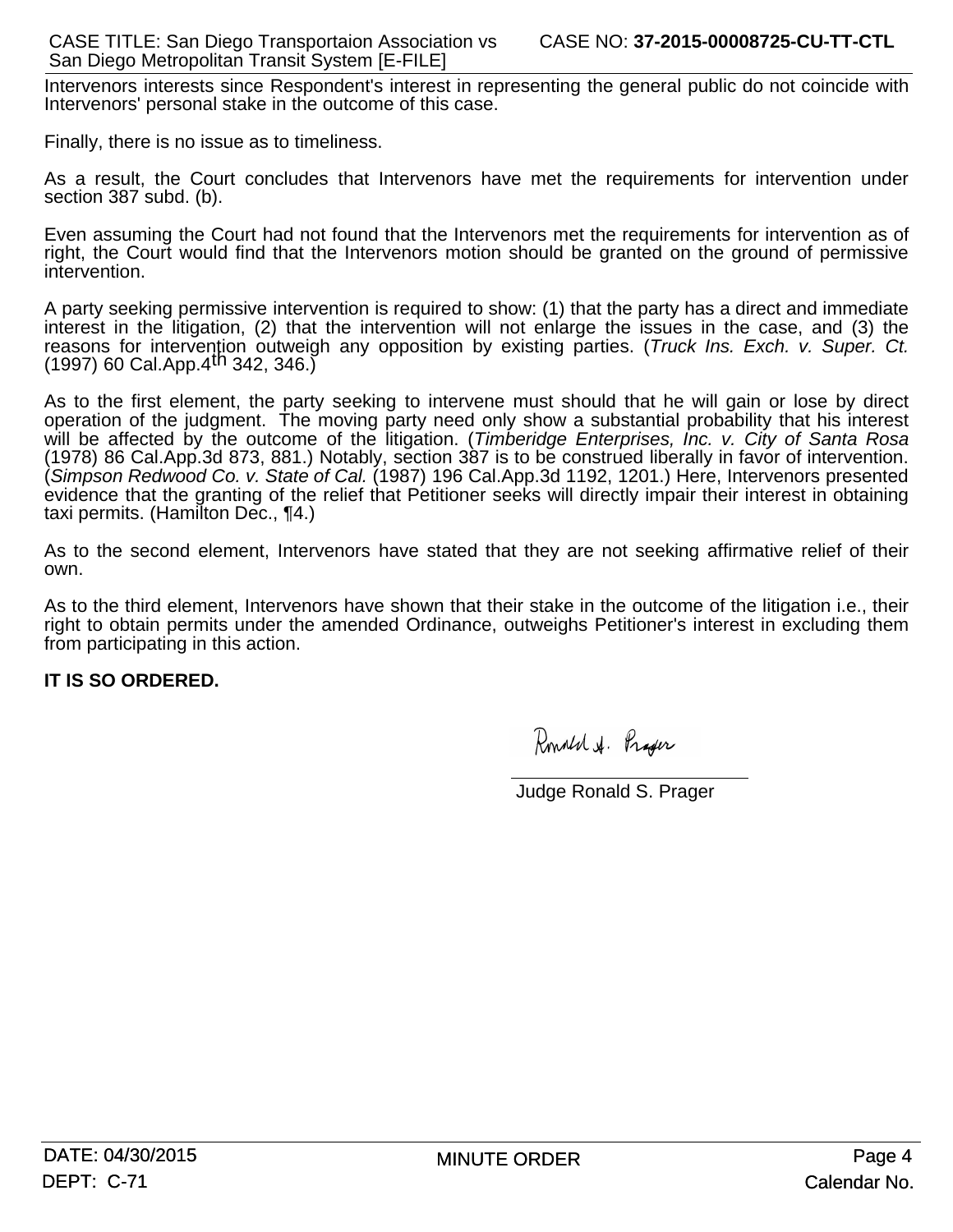Intervenors interests since Respondent's interest in representing the general public do not coincide with Intervenors' personal stake in the outcome of this case.

Finally, there is no issue as to timeliness.

As a result, the Court concludes that Intervenors have met the requirements for intervention under section 387 subd. (b).

Even assuming the Court had not found that the Intervenors met the requirements for intervention as of right, the Court would find that the Intervenors motion should be granted on the ground of permissive intervention.

A party seeking permissive intervention is required to show: (1) that the party has a direct and immediate interest in the litigation, (2) that the intervention will not enlarge the issues in the case, and (3) the reasons for intervention outweigh any opposition by existing parties. (*Truck Ins. Exch. v. Super. Ct.* (1997) 60 Cal.App.4th 342, 346.)

As to the first element, the party seeking to intervene must should that he will gain or lose by direct operation of the judgment. The moving party need only show a substantial probability that his interest will be affected by the outcome of the litigation. (*Timberidge Enterprises, Inc. v. City of Santa Rosa* (1978) 86 Cal.App.3d 873, 881.) Notably, section 387 is to be construed liberally in favor of intervention. (*Simpson Redwood Co. v. State of Cal.* (1987) 196 Cal.App.3d 1192, 1201.) Here, Intervenors presented evidence that the granting of the relief that Petitioner seeks will directly impair their interest in obtaining taxi permits. (Hamilton Dec., ¶4.)

As to the second element, Intervenors have stated that they are not seeking affirmative relief of their own.

As to the third element, Intervenors have shown that their stake in the outcome of the litigation i.e., their right to obtain permits under the amended Ordinance, outweighs Petitioner's interest in excluding them from participating in this action.

**IT IS SO ORDERED.**

Ronald S. Prager

Judge Ronald S. Prager